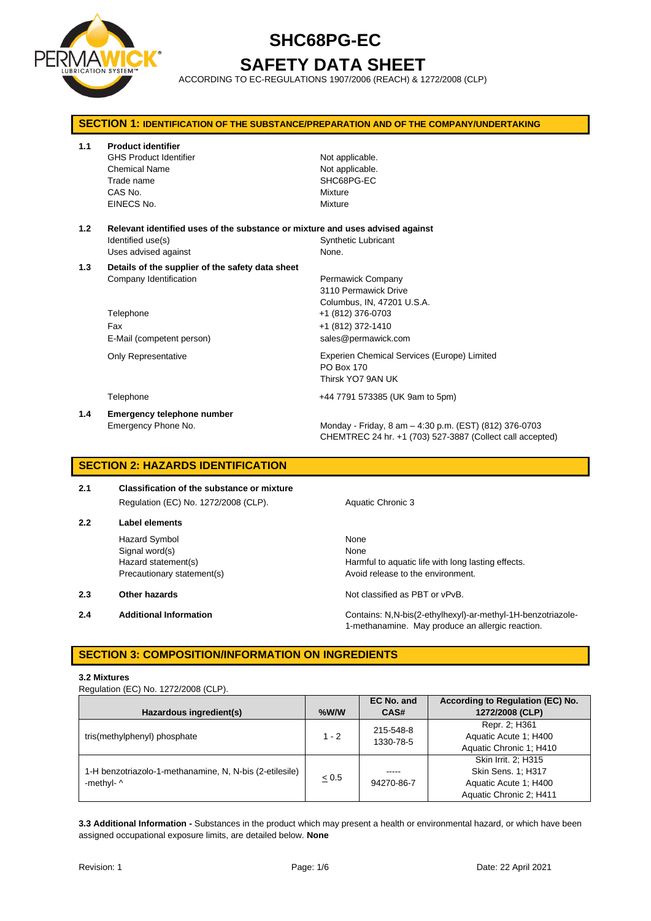# SHC68PG-EC

# SAFETY DATA SHEET

ACCORDING TO EC-REGULATIONS 1907/2006 (REACH) & 1272/2008 (CLP)

## SECTION 1: IDENTIFICATION OF THE SUBSTANCE/PREPARATION AND OF THE COMPANY/UNDERTAKING

**1.1 Product identifier**

| | |
|---|---|
| GHS Product Identifier | Not applicable. |
| Chemical Name | Not applicable. |
| Trade name | SHC68PG-EC |
| CAS No. | Mixture |
| EINECS No. | Mixture |

**1.2 Relevant identified uses of the substance or mixture and uses advised against**

| | |
|---|---|
| Identified use(s) | Synthetic Lubricant |
| Uses advised against | None. |

**1.3 Details of the supplier of the safety data sheet**

| | |
|---|---|
| Company Identification | Permawick Company<br>3110 Permawick Drive<br>Columbus, IN, 47201 U.S.A. |
| Telephone | +1 (812) 376-0703 |
| Fax | +1 (812) 372-1410 |
| E-Mail (competent person) | sales@permawick.com |
| Only Representative | Experien Chemical Services (Europe) Limited<br>PO Box 170<br>Thirsk YO7 9AN UK |
| Telephone | +44 7791 573385 (UK 9am to 5pm) |

**1.4 Emergency telephone number**

| | |
|---|---|
| Emergency Phone No. | Monday - Friday, 8 am – 4:30 p.m. (EST) (812) 376-0703<br>CHEMTREC 24 hr. +1 (703) 527-3887 (Collect call accepted) |

## SECTION 2: HAZARDS IDENTIFICATION

**2.1 Classification of the substance or mixture**

| | |
|---|---|
| Regulation (EC) No. 1272/2008 (CLP). | Aquatic Chronic 3 |

**2.2 Label elements**

| | |
|---|---|
| Hazard Symbol | None |
| Signal word(s) | None |
| Hazard statement(s) | Harmful to aquatic life with long lasting effects. |
| Precautionary statement(s) | Avoid release to the environment. |

**2.3 Other hazards** — Not classified as PBT or vPvB.

**2.4 Additional Information** — Contains: N,N-bis(2-ethylhexyl)-ar-methyl-1H-benzotriazole-1-methanamine. May produce an allergic reaction.

## SECTION 3: COMPOSITION/INFORMATION ON INGREDIENTS

**3.2 Mixtures**

Regulation (EC) No. 1272/2008 (CLP).

| Hazardous ingredient(s) | %W/W | EC No. and CAS# | According to Regulation (EC) No. 1272/2008 (CLP) |
|---|---|---|---|
| tris(methylphenyl) phosphate | 1 - 2 | 215-548-8<br>1330-78-5 | Repr. 2; H361<br>Aquatic Acute 1; H400<br>Aquatic Chronic 1; H410 |
| 1-H benzotriazolo-1-methanamine, N, N-bis (2-etilesile) -methyl- ^ | ≤ 0.5 | -----<br>94270-86-7 | Skin Irrit. 2; H315<br>Skin Sens. 1; H317<br>Aquatic Acute 1; H400<br>Aquatic Chronic 2; H411 |

**3.3 Additional Information -** Substances in the product which may present a health or environmental hazard, or which have been assigned occupational exposure limits, are detailed below. **None**

Revision: 1 | Date: 22 April 2021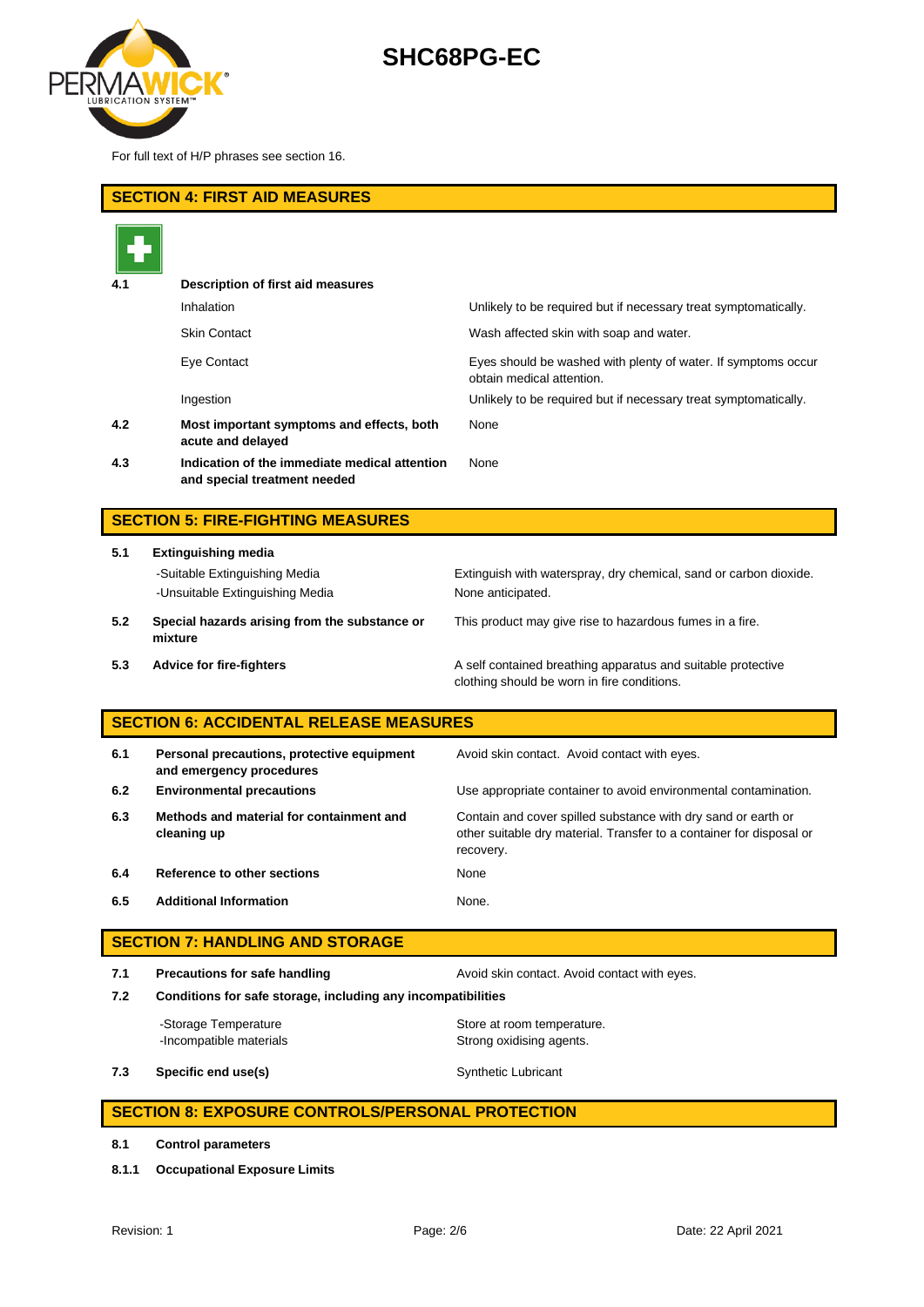For full text of H/P phrases see section 16.

## SECTION 4: FIRST AID MEASURES

| | | |
|---|---|---|
| **4.1** | **Description of first aid measures** | |
| | Inhalation | Unlikely to be required but if necessary treat symptomatically. |
| | Skin Contact | Wash affected skin with soap and water. |
| | Eye Contact | Eyes should be washed with plenty of water. If symptoms occur obtain medical attention. |
| | Ingestion | Unlikely to be required but if necessary treat symptomatically. |
| **4.2** | **Most important symptoms and effects, both acute and delayed** | None |
| **4.3** | **Indication of the immediate medical attention and special treatment needed** | None |

## SECTION 5: FIRE-FIGHTING MEASURES

| | | |
|---|---|---|
| **5.1** | **Extinguishing media** | |
| | -Suitable Extinguishing Media | Extinguish with waterspray, dry chemical, sand or carbon dioxide. |
| | -Unsuitable Extinguishing Media | None anticipated. |
| **5.2** | **Special hazards arising from the substance or mixture** | This product may give rise to hazardous fumes in a fire. |
| **5.3** | **Advice for fire-fighters** | A self contained breathing apparatus and suitable protective clothing should be worn in fire conditions. |

## SECTION 6: ACCIDENTAL RELEASE MEASURES

| | | |
|---|---|---|
| **6.1** | **Personal precautions, protective equipment and emergency procedures** | Avoid skin contact. Avoid contact with eyes. |
| **6.2** | **Environmental precautions** | Use appropriate container to avoid environmental contamination. |
| **6.3** | **Methods and material for containment and cleaning up** | Contain and cover spilled substance with dry sand or earth or other suitable dry material. Transfer to a container for disposal or recovery. |
| **6.4** | **Reference to other sections** | None |
| **6.5** | **Additional Information** | None. |

## SECTION 7: HANDLING AND STORAGE

| | | |
|---|---|---|
| **7.1** | **Precautions for safe handling** | Avoid skin contact. Avoid contact with eyes. |
| **7.2** | **Conditions for safe storage, including any incompatibilities** | |
| | -Storage Temperature | Store at room temperature. |
| | -Incompatible materials | Strong oxidising agents. |
| **7.3** | **Specific end use(s)** | Synthetic Lubricant |

## SECTION 8: EXPOSURE CONTROLS/PERSONAL PROTECTION

**8.1** **Control parameters**

**8.1.1** **Occupational Exposure Limits**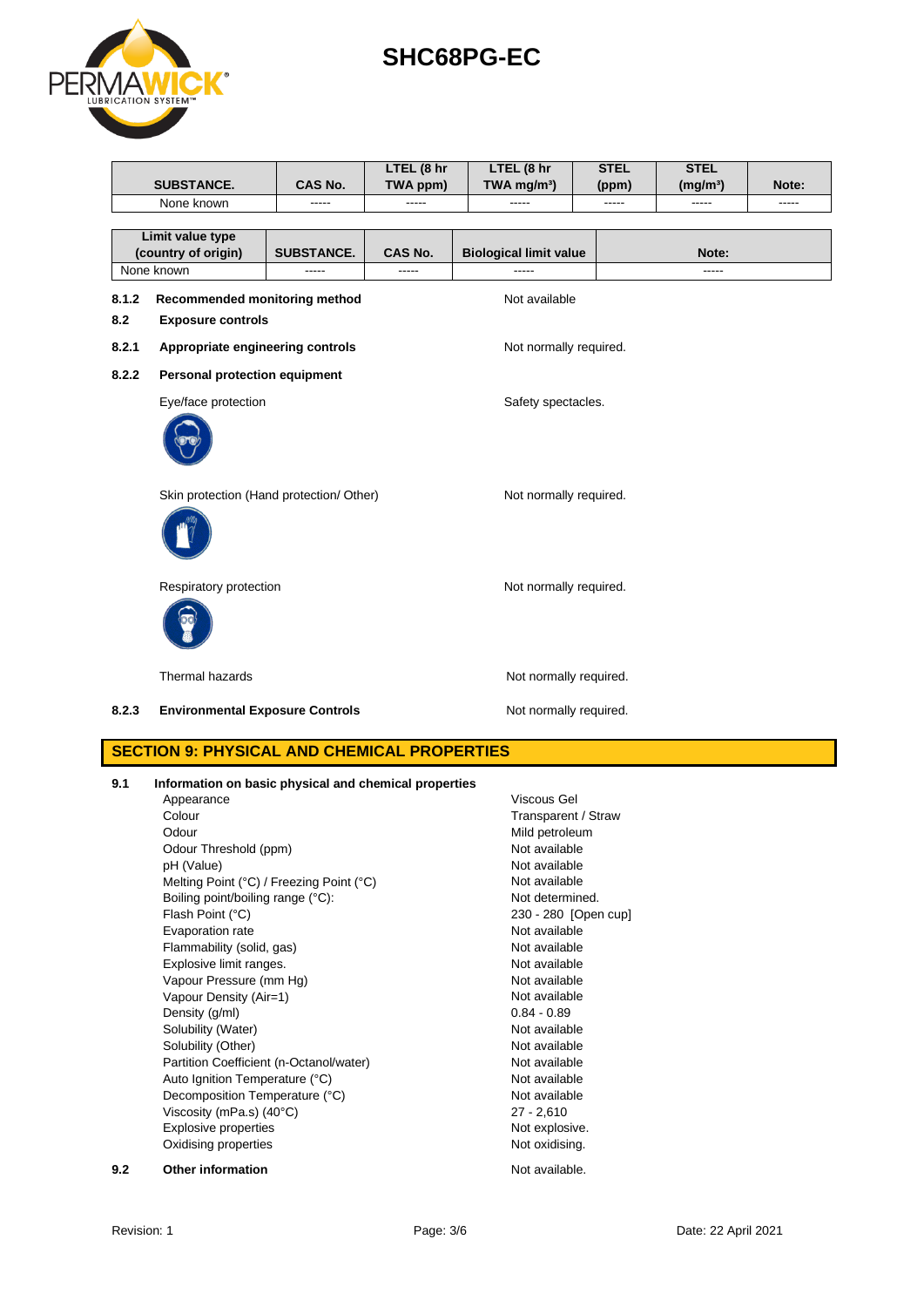| SUBSTANCE. | CAS No. | LTEL (8 hr TWA ppm) | LTEL (8 hr TWA mg/m³) | STEL (ppm) | STEL (mg/m³) | Note: |
|---|---|---|---|---|---|---|
| None known | ----- | ----- | ----- | ----- | ----- | ----- |

| Limit value type (country of origin) | SUBSTANCE. | CAS No. | Biological limit value | Note: |
|---|---|---|---|---|
| None known | ----- | ----- | ----- | ----- |

**8.1.2 Recommended monitoring method** — Not available

**8.2 Exposure controls**

**8.2.1 Appropriate engineering controls** — Not normally required.

**8.2.2 Personal protection equipment**

Eye/face protection — Safety spectacles.

Skin protection (Hand protection/ Other) — Not normally required.

Respiratory protection — Not normally required.

Thermal hazards — Not normally required.

**8.2.3 Environmental Exposure Controls** — Not normally required.

## SECTION 9: PHYSICAL AND CHEMICAL PROPERTIES

**9.1 Information on basic physical and chemical properties**

| Property | Value |
|---|---|
| Appearance | Viscous Gel |
| Colour | Transparent / Straw |
| Odour | Mild petroleum |
| Odour Threshold (ppm) | Not available |
| pH (Value) | Not available |
| Melting Point (°C) / Freezing Point (°C) | Not available |
| Boiling point/boiling range (°C): | Not determined. |
| Flash Point (°C) | 230 - 280 [Open cup] |
| Evaporation rate | Not available |
| Flammability (solid, gas) | Not available |
| Explosive limit ranges. | Not available |
| Vapour Pressure (mm Hg) | Not available |
| Vapour Density (Air=1) | Not available |
| Density (g/ml) | 0.84 - 0.89 |
| Solubility (Water) | Not available |
| Solubility (Other) | Not available |
| Partition Coefficient (n-Octanol/water) | Not available |
| Auto Ignition Temperature (°C) | Not available |
| Decomposition Temperature (°C) | Not available |
| Viscosity (mPa.s) (40°C) | 27 - 2,610 |
| Explosive properties | Not explosive. |
| Oxidising properties | Not oxidising. |

**9.2 Other information** — Not available.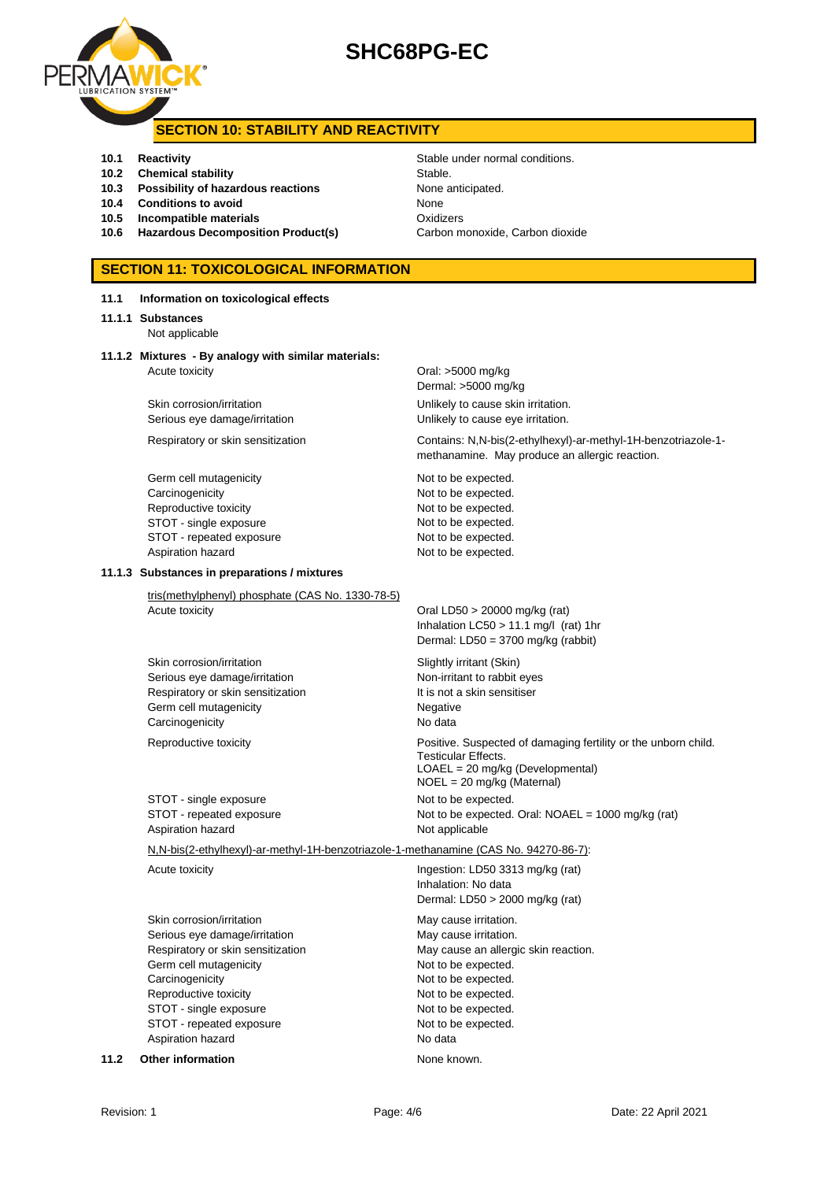## SECTION 10: STABILITY AND REACTIVITY

| | | |
|---|---|---|
| **10.1** | **Reactivity** | Stable under normal conditions. |
| **10.2** | **Chemical stability** | Stable. |
| **10.3** | **Possibility of hazardous reactions** | None anticipated. |
| **10.4** | **Conditions to avoid** | None |
| **10.5** | **Incompatible materials** | Oxidizers |
| **10.6** | **Hazardous Decomposition Product(s)** | Carbon monoxide, Carbon dioxide |

## SECTION 11: TOXICOLOGICAL INFORMATION

**11.1 Information on toxicological effects**

**11.1.1 Substances**

Not applicable

**11.1.2 Mixtures - By analogy with similar materials:**

| | |
|---|---|
| Acute toxicity | Oral: >5000 mg/kg<br>Dermal: >5000 mg/kg |
| Skin corrosion/irritation | Unlikely to cause skin irritation. |
| Serious eye damage/irritation | Unlikely to cause eye irritation. |
| Respiratory or skin sensitization | Contains: N,N-bis(2-ethylhexyl)-ar-methyl-1H-benzotriazole-1-methanamine. May produce an allergic reaction. |
| Germ cell mutagenicity | Not to be expected. |
| Carcinogenicity | Not to be expected. |
| Reproductive toxicity | Not to be expected. |
| STOT - single exposure | Not to be expected. |
| STOT - repeated exposure | Not to be expected. |
| Aspiration hazard | Not to be expected. |

**11.1.3 Substances in preparations / mixtures**

tris(methylphenyl) phosphate (CAS No. 1330-78-5)

| | |
|---|---|
| Acute toxicity | Oral LD50 > 20000 mg/kg (rat)<br>Inhalation LC50 > 11.1 mg/l (rat) 1hr<br>Dermal: LD50 = 3700 mg/kg (rabbit) |
| Skin corrosion/irritation | Slightly irritant (Skin) |
| Serious eye damage/irritation | Non-irritant to rabbit eyes |
| Respiratory or skin sensitization | It is not a skin sensitiser |
| Germ cell mutagenicity | Negative |
| Carcinogenicity | No data |
| Reproductive toxicity | Positive. Suspected of damaging fertility or the unborn child.<br>Testicular Effects.<br>LOAEL = 20 mg/kg (Developmental)<br>NOEL = 20 mg/kg (Maternal) |
| STOT - single exposure | Not to be expected. |
| STOT - repeated exposure | Not to be expected. Oral: NOAEL = 1000 mg/kg (rat) |
| Aspiration hazard | Not applicable |

N,N-bis(2-ethylhexyl)-ar-methyl-1H-benzotriazole-1-methanamine (CAS No. 94270-86-7):

| | |
|---|---|
| Acute toxicity | Ingestion: LD50 3313 mg/kg (rat)<br>Inhalation: No data<br>Dermal: LD50 > 2000 mg/kg (rat) |
| Skin corrosion/irritation | May cause irritation. |
| Serious eye damage/irritation | May cause irritation. |
| Respiratory or skin sensitization | May cause an allergic skin reaction. |
| Germ cell mutagenicity | Not to be expected. |
| Carcinogenicity | Not to be expected. |
| Reproductive toxicity | Not to be expected. |
| STOT - single exposure | Not to be expected. |
| STOT - repeated exposure | Not to be expected. |
| Aspiration hazard | No data |

**11.2 Other information** — None known.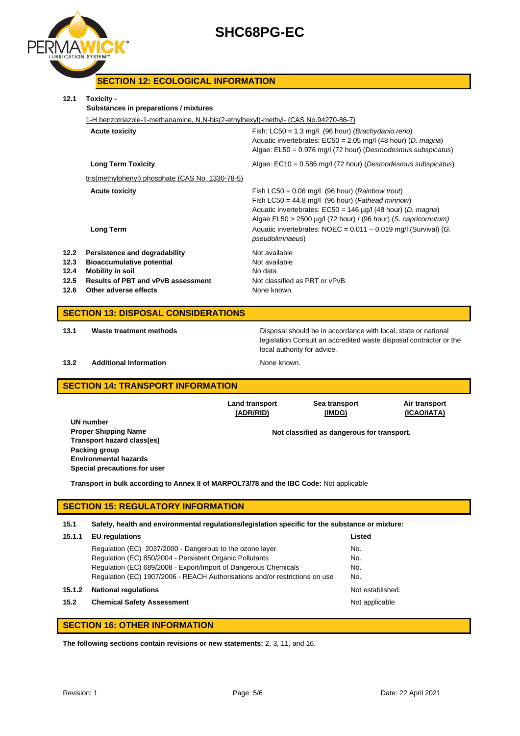## SECTION 12: ECOLOGICAL INFORMATION

**12.1 Toxicity -**
**Substances in preparations / mixtures**

1-H benzotriazole-1-methanamine, N,N-bis(2-ethylhexyl)-methyl- (CAS No.94270-86-7)

| | |
|---|---|
| **Acute toxicity** | Fish: LC50 = 1.3 mg/l (96 hour) (*Brachydanio rerio*)<br>Aquatic invertebrates: EC50 = 2.05 mg/l (48 hour) (*D. magna*)<br>Algae: EL50 = 0.976 mg/l (72 hour) (*Desmodesmus subspicatus*) |
| **Long Term Toxicity** | Algae: EC10 = 0.586 mg/l (72 hour) (*Desmodesmus subspicatus*) |

tris(methylphenyl) phosphate (CAS No. 1330-78-5)

| | |
|---|---|
| **Acute toxicity** | Fish LC50 = 0.06 mg/l (96 hour) (*Rainbow trout*)<br>Fish LC50 = 44.8 mg/l (96 hour) (*Fathead minnow*)<br>Aquatic invertebrates: EC50 = 146 µg/l (48 hour) (*D. magna*)<br>Algae EL50 > 2500 µg/l (72 hour) / (96 hour) (*S. capricornutum)* |
| **Long Term** | Aquatic invertebrates: NOEC = 0.011 – 0.019 mg/l (Survival) (*G. pseudolimnaeus*) |

| | | |
|---|---|---|
| **12.2** | **Persistence and degradability** | Not available |
| **12.3** | **Bioaccumulative potential** | Not available |
| **12.4** | **Mobility in soil** | No data |
| **12.5** | **Results of PBT and vPvB assessment** | Not classified as PBT or vPvB. |
| **12.6** | **Other adverse effects** | None known. |

## SECTION 13: DISPOSAL CONSIDERATIONS

| | | |
|---|---|---|
| **13.1** | **Waste treatment methods** | Disposal should be in accordance with local, state or national legislation.Consult an accredited waste disposal contractor or the local authority for advice. |
| **13.2** | **Additional Information** | None known. |

## SECTION 14: TRANSPORT INFORMATION

| | Land transport (ADR/RID) | Sea transport (IMDG) | Air transport (ICAO/IATA) |
|---|---|---|---|
| **UN number**<br>**Proper Shipping Name**<br>**Transport hazard class(es)**<br>**Packing group**<br>**Environmental hazards**<br>**Special precautions for user** | | **Not classified as dangerous for transport.** | |

**Transport in bulk according to Annex II of MARPOL73/78 and the IBC Code:** Not applicable

## SECTION 15: REGULATORY INFORMATION

**15.1 Safety, health and environmental regulations/legislation specific for the substance or mixture:**

| | | |
|---|---|---|
| **15.1.1** | **EU regulations** | **Listed** |
| | Regulation (EC) 2037/2000 - Dangerous to the ozone layer. | No. |
| | Regulation (EC) 850/2004 - Persistent Organic Pollutants | No. |
| | Regulation (EC) 689/2008 - Export/Import of Dangerous Chemicals | No. |
| | Regulation (EC) 1907/2006 - REACH Authorisations and/or restrictions on use | No. |
| **15.1.2** | **National regulations** | Not established. |
| **15.2** | **Chemical Safety Assessment** | Not applicable |

## SECTION 16: OTHER INFORMATION

**The following sections contain revisions or new statements:** 2, 3, 11, and 16.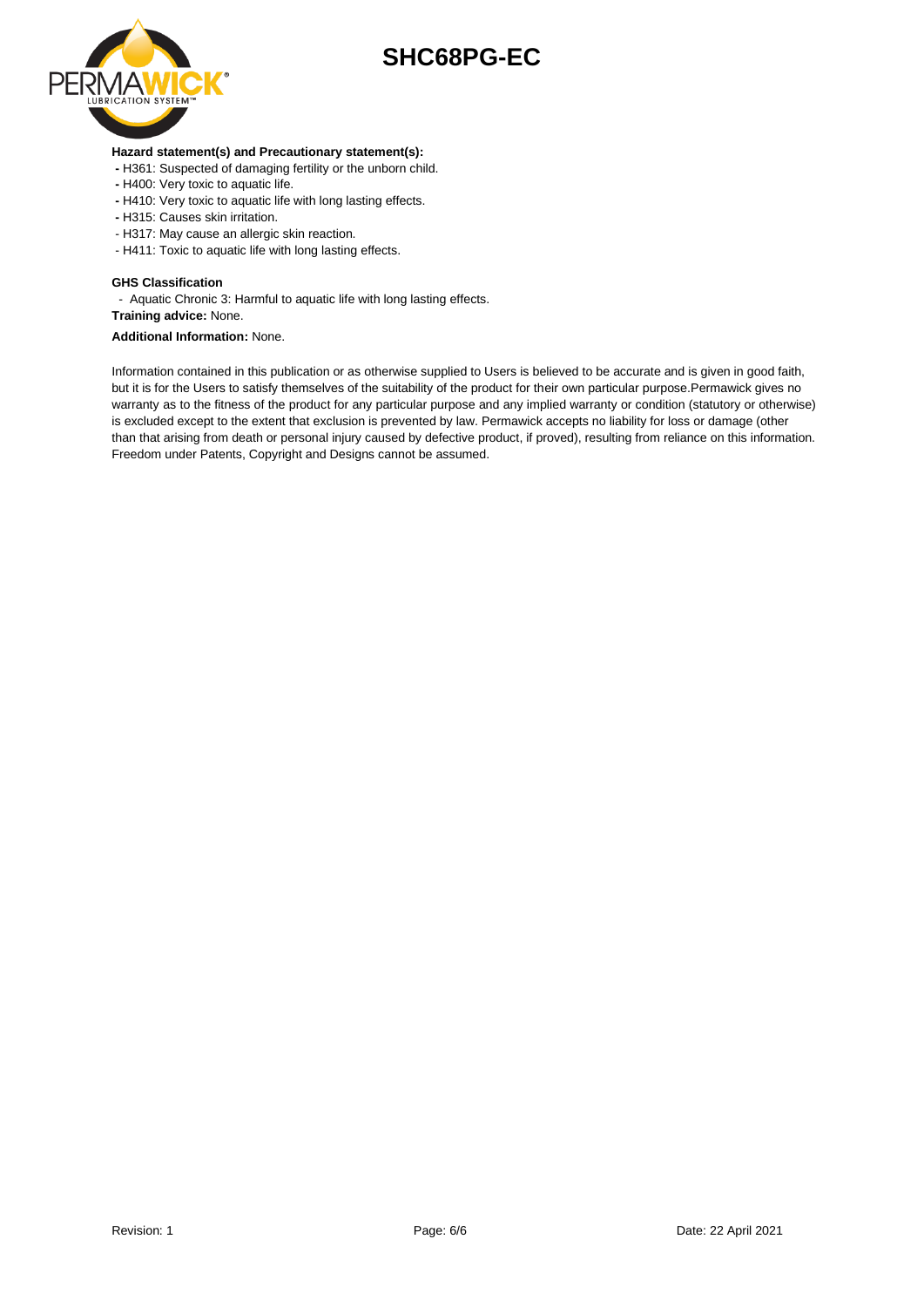**Hazard statement(s) and Precautionary statement(s):**

- H361: Suspected of damaging fertility or the unborn child.
- H400: Very toxic to aquatic life.
- H410: Very toxic to aquatic life with long lasting effects.
- H315: Causes skin irritation.
- H317: May cause an allergic skin reaction.
- H411: Toxic to aquatic life with long lasting effects.

**GHS Classification**

- Aquatic Chronic 3: Harmful to aquatic life with long lasting effects.

**Training advice:** None.

**Additional Information:** None.

Information contained in this publication or as otherwise supplied to Users is believed to be accurate and is given in good faith, but it is for the Users to satisfy themselves of the suitability of the product for their own particular purpose.Permawick gives no warranty as to the fitness of the product for any particular purpose and any implied warranty or condition (statutory or otherwise) is excluded except to the extent that exclusion is prevented by law. Permawick accepts no liability for loss or damage (other than that arising from death or personal injury caused by defective product, if proved), resulting from reliance on this information. Freedom under Patents, Copyright and Designs cannot be assumed.